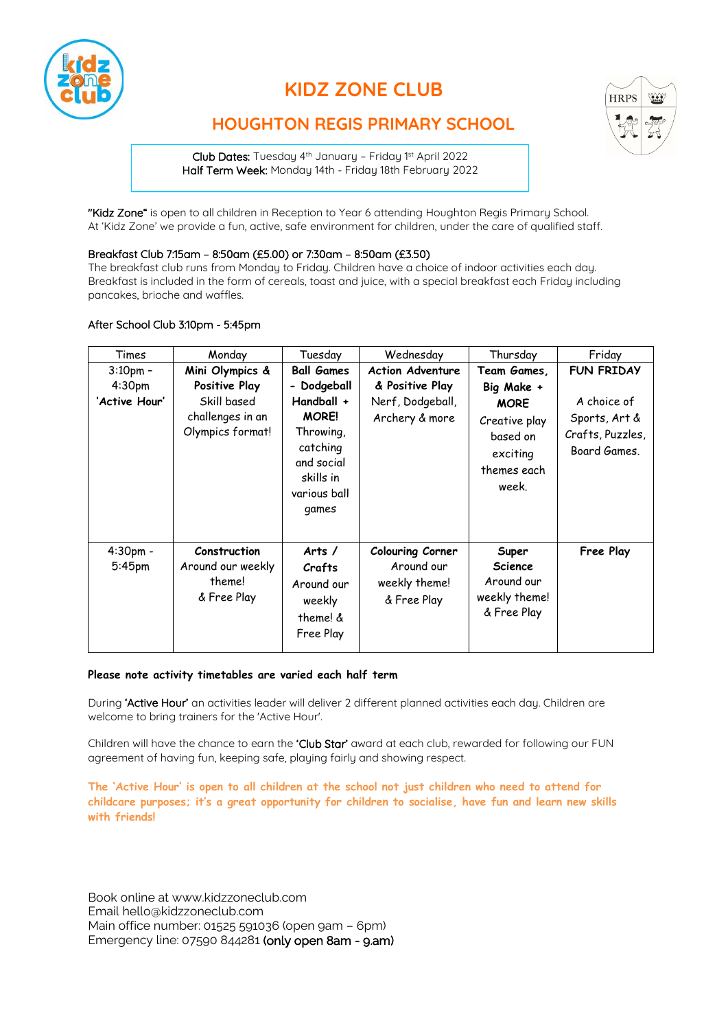# KIDZ ZONE CLUB

## HOUGHTON REGIS PRIMARY SCHOOL

**Club Dates:** Tuesday 4th January – Friday 1st April 2022
**Half Term Week:** Monday 14th - Friday 18th February 2022

**"Kidz Zone"** is open to all children in Reception to Year 6 attending Houghton Regis Primary School. At 'Kidz Zone' we provide a fun, active, safe environment for children, under the care of qualified staff.

**Breakfast Club 7:15am – 8:50am (£5.00) or 7:30am – 8:50am (£3.50)**
The breakfast club runs from Monday to Friday. Children have a choice of indoor activities each day. Breakfast is included in the form of cereals, toast and juice, with a special breakfast each Friday including pancakes, brioche and waffles.

**After School Club 3:10pm - 5:45pm**

| Times | Monday | Tuesday | Wednesday | Thursday | Friday |
|---|---|---|---|---|---|
| 3:10pm - 4:30pm **'Active Hour'** | **Mini Olympics & Positive Play** Skill based challenges in an Olympics format! | **Ball Games - Dodgeball Handball + MORE!** Throwing, catching and social skills in various ball games | **Action Adventure & Positive Play** Nerf, Dodgeball, Archery & more | **Team Games, Big Make + MORE** Creative play based on exciting themes each week. | **FUN FRIDAY** A choice of Sports, Art & Crafts, Puzzles, Board Games. |
| 4:30pm - 5:45pm | **Construction** Around our weekly theme! & Free Play | **Arts / Crafts** Around our weekly theme! & Free Play | **Colouring Corner** Around our weekly theme! & Free Play | **Super Science** Around our weekly theme! & Free Play | **Free Play** |

**Please note activity timetables are varied each half term**

During **'Active Hour'** an activities leader will deliver 2 different planned activities each day. Children are welcome to bring trainers for the 'Active Hour'.

Children will have the chance to earn the **'Club Star'** award at each club, rewarded for following our FUN agreement of having fun, keeping safe, playing fairly and showing respect.

**The 'Active Hour' is open to all children at the school not just children who need to attend for childcare purposes; it's a great opportunity for children to socialise, have fun and learn new skills with friends!**

Book online at www.kidzzoneclub.com
Email hello@kidzzoneclub.com
Main office number: 01525 591036 (open 9am – 6pm)
Emergency line: 07590 844281 (only open 8am - 9.am)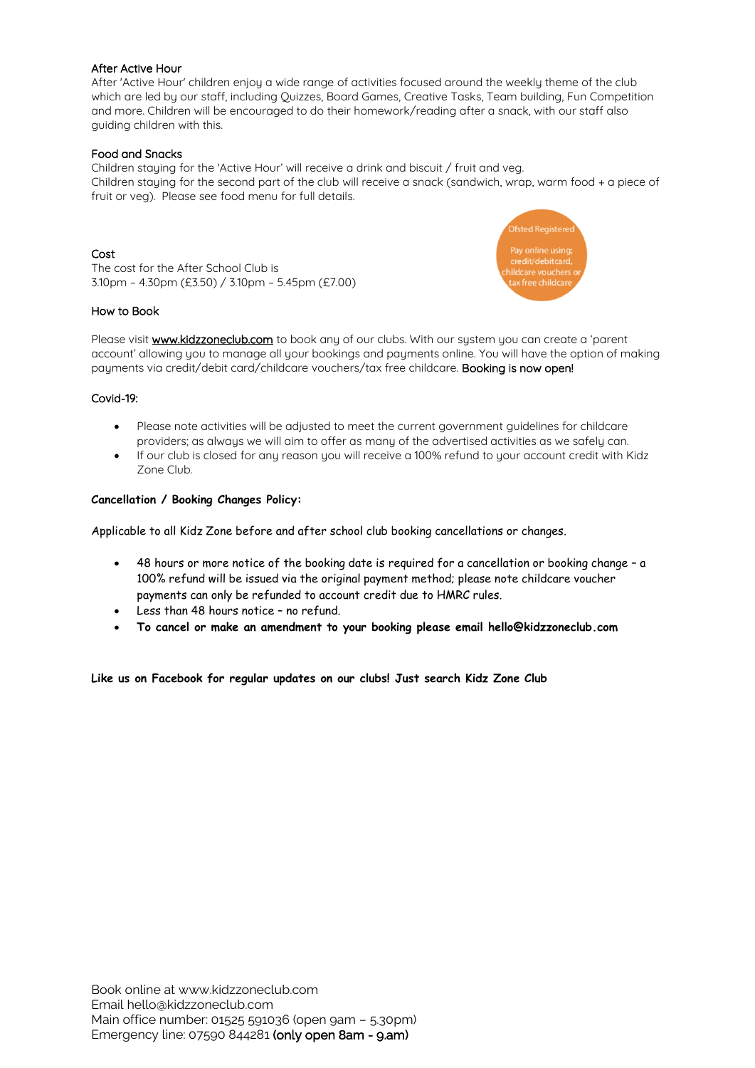## After Active Hour

After 'Active Hour' children enjoy a wide range of activities focused around the weekly theme of the club which are led by our staff, including Quizzes, Board Games, Creative Tasks, Team building, Fun Competition and more. Children will be encouraged to do their homework/reading after a snack, with our staff also guiding children with this.

## Food and Snacks

Children staying for the 'Active Hour' will receive a drink and biscuit / fruit and veg.
Children staying for the second part of the club will receive a snack (sandwich, wrap, warm food + a piece of fruit or veg). Please see food menu for full details.

Ofsted Registered

Pay online using; credit/debitcard, childcare vouchers or tax free childcare

## Cost

The cost for the After School Club is
3.10pm – 4.30pm (£3.50) / 3.10pm – 5.45pm (£7.00)

## How to Book

Please visit www.kidzzoneclub.com to book any of our clubs. With our system you can create a 'parent account' allowing you to manage all your bookings and payments online. You will have the option of making payments via credit/debit card/childcare vouchers/tax free childcare. Booking is now open!

## Covid-19:

- Please note activities will be adjusted to meet the current government guidelines for childcare providers; as always we will aim to offer as many of the advertised activities as we safely can.
- If our club is closed for any reason you will receive a 100% refund to your account credit with Kidz Zone Club.

**Cancellation / Booking Changes Policy:**

Applicable to all Kidz Zone before and after school club booking cancellations or changes.

- 48 hours or more notice of the booking date is required for a cancellation or booking change – a 100% refund will be issued via the original payment method; please note childcare voucher payments can only be refunded to account credit due to HMRC rules.
- Less than 48 hours notice – no refund.
- **To cancel or make an amendment to your booking please email hello@kidzzoneclub.com**

**Like us on Facebook for regular updates on our clubs! Just search Kidz Zone Club**

Book online at www.kidzzoneclub.com
Email hello@kidzzoneclub.com
Main office number: 01525 591036 (open 9am – 5.30pm)
Emergency line: 07590 844281 (only open 8am - 9.am)